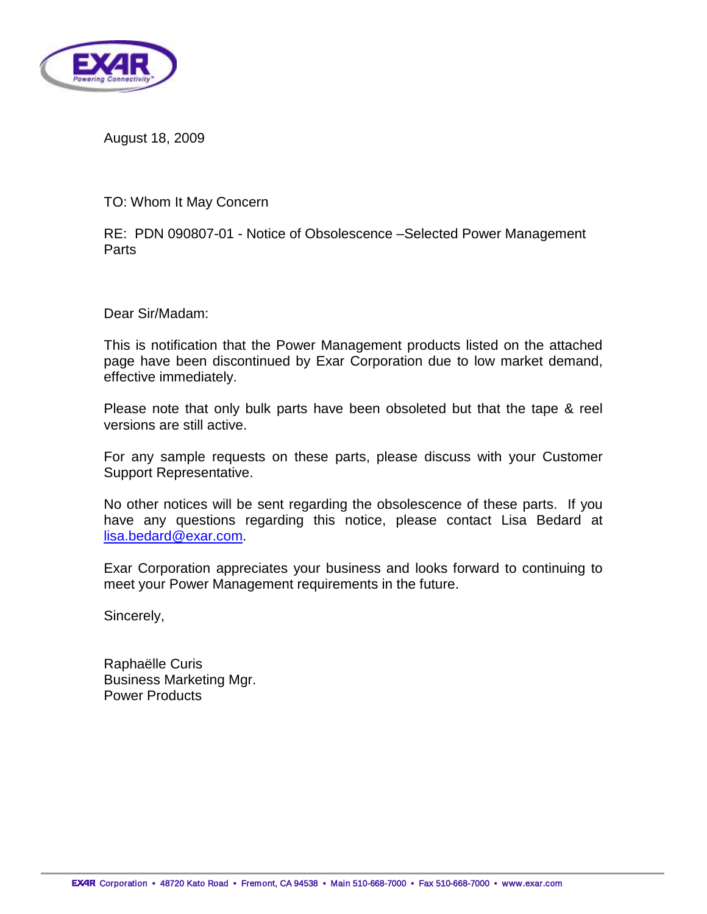August 18, 2009

TO: Whom It May Concern

RE: PDN 090807-01 - Notice of Obsolescence –Selected Power Management Parts

Dear Sir/Madam:

This is notification that the Power Management products listed on the attached page have been discontinued by Exar Corporation due to low market demand, effective immediately.

Please note that only bulk parts have been obsoleted but that the tape & reel versions are still active.

For any sample requests on these parts, please discuss with your Customer Support Representative.

No other notices will be sent regarding the obsolescence of these parts. If you have any questions regarding this notice, please contact Lisa Bedard at lisa.bedard@exar.com.

Exar Corporation appreciates your business and looks forward to continuing to meet your Power Management requirements in the future.

Sincerely,

Raphaëlle Curis
Business Marketing Mgr.
Power Products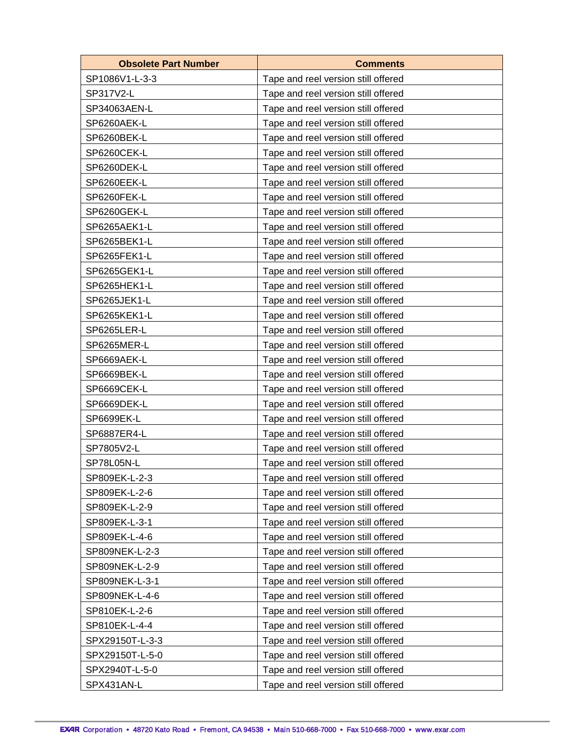| Obsolete Part Number | Comments |
| --- | --- |
| SP1086V1-L-3-3 | Tape and reel version still offered |
| SP317V2-L | Tape and reel version still offered |
| SP34063AEN-L | Tape and reel version still offered |
| SP6260AEK-L | Tape and reel version still offered |
| SP6260BEK-L | Tape and reel version still offered |
| SP6260CEK-L | Tape and reel version still offered |
| SP6260DEK-L | Tape and reel version still offered |
| SP6260EEK-L | Tape and reel version still offered |
| SP6260FEK-L | Tape and reel version still offered |
| SP6260GEK-L | Tape and reel version still offered |
| SP6265AEK1-L | Tape and reel version still offered |
| SP6265BEK1-L | Tape and reel version still offered |
| SP6265FEK1-L | Tape and reel version still offered |
| SP6265GEK1-L | Tape and reel version still offered |
| SP6265HEK1-L | Tape and reel version still offered |
| SP6265JEK1-L | Tape and reel version still offered |
| SP6265KEK1-L | Tape and reel version still offered |
| SP6265LER-L | Tape and reel version still offered |
| SP6265MER-L | Tape and reel version still offered |
| SP6669AEK-L | Tape and reel version still offered |
| SP6669BEK-L | Tape and reel version still offered |
| SP6669CEK-L | Tape and reel version still offered |
| SP6669DEK-L | Tape and reel version still offered |
| SP6699EK-L | Tape and reel version still offered |
| SP6887ER4-L | Tape and reel version still offered |
| SP7805V2-L | Tape and reel version still offered |
| SP78L05N-L | Tape and reel version still offered |
| SP809EK-L-2-3 | Tape and reel version still offered |
| SP809EK-L-2-6 | Tape and reel version still offered |
| SP809EK-L-2-9 | Tape and reel version still offered |
| SP809EK-L-3-1 | Tape and reel version still offered |
| SP809EK-L-4-6 | Tape and reel version still offered |
| SP809NEK-L-2-3 | Tape and reel version still offered |
| SP809NEK-L-2-9 | Tape and reel version still offered |
| SP809NEK-L-3-1 | Tape and reel version still offered |
| SP809NEK-L-4-6 | Tape and reel version still offered |
| SP810EK-L-2-6 | Tape and reel version still offered |
| SP810EK-L-4-4 | Tape and reel version still offered |
| SPX29150T-L-3-3 | Tape and reel version still offered |
| SPX29150T-L-5-0 | Tape and reel version still offered |
| SPX2940T-L-5-0 | Tape and reel version still offered |
| SPX431AN-L | Tape and reel version still offered |